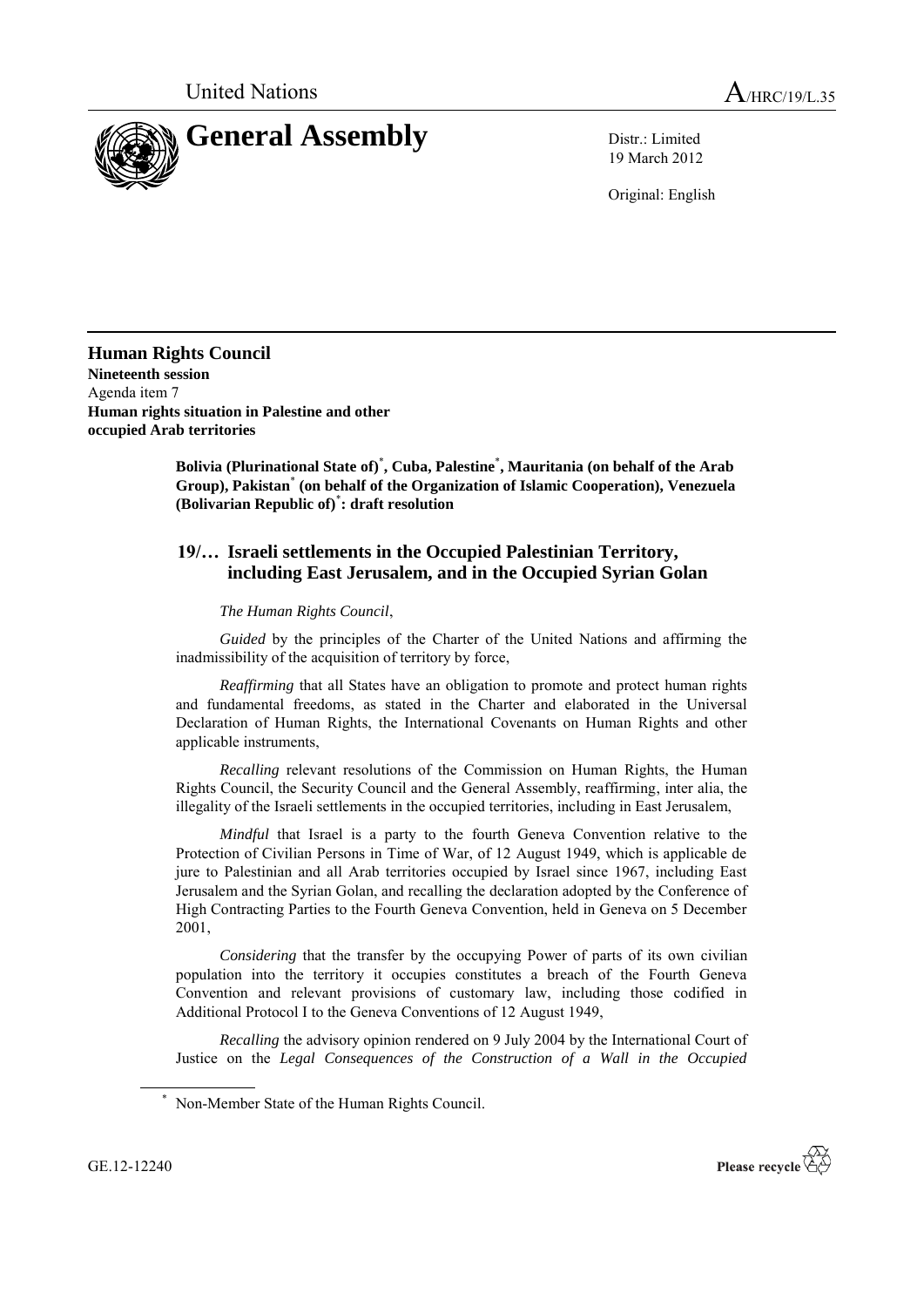United Nations

# General Assembly

A/HRC/19/L.35

Distr.: Limited
19 March 2012

Original: English

## Human Rights Council

**Nineteenth session**
Agenda item 7
**Human rights situation in Palestine and other occupied Arab territories**

**Bolivia (Plurinational State of)*, Cuba, Palestine*, Mauritania (on behalf of the Arab Group), Pakistan* (on behalf of the Organization of Islamic Cooperation), Venezuela (Bolivarian Republic of)*: draft resolution**

### 19/… Israeli settlements in the Occupied Palestinian Territory, including East Jerusalem, and in the Occupied Syrian Golan

*The Human Rights Council*,

*Guided* by the principles of the Charter of the United Nations and affirming the inadmissibility of the acquisition of territory by force,

*Reaffirming* that all States have an obligation to promote and protect human rights and fundamental freedoms, as stated in the Charter and elaborated in the Universal Declaration of Human Rights, the International Covenants on Human Rights and other applicable instruments,

*Recalling* relevant resolutions of the Commission on Human Rights, the Human Rights Council, the Security Council and the General Assembly, reaffirming, inter alia, the illegality of the Israeli settlements in the occupied territories, including in East Jerusalem,

*Mindful* that Israel is a party to the fourth Geneva Convention relative to the Protection of Civilian Persons in Time of War, of 12 August 1949, which is applicable de jure to Palestinian and all Arab territories occupied by Israel since 1967, including East Jerusalem and the Syrian Golan, and recalling the declaration adopted by the Conference of High Contracting Parties to the Fourth Geneva Convention, held in Geneva on 5 December 2001,

*Considering* that the transfer by the occupying Power of parts of its own civilian population into the territory it occupies constitutes a breach of the Fourth Geneva Convention and relevant provisions of customary law, including those codified in Additional Protocol I to the Geneva Conventions of 12 August 1949,

*Recalling* the advisory opinion rendered on 9 July 2004 by the International Court of Justice on the *Legal Consequences of the Construction of a Wall in the Occupied*

\* Non-Member State of the Human Rights Council.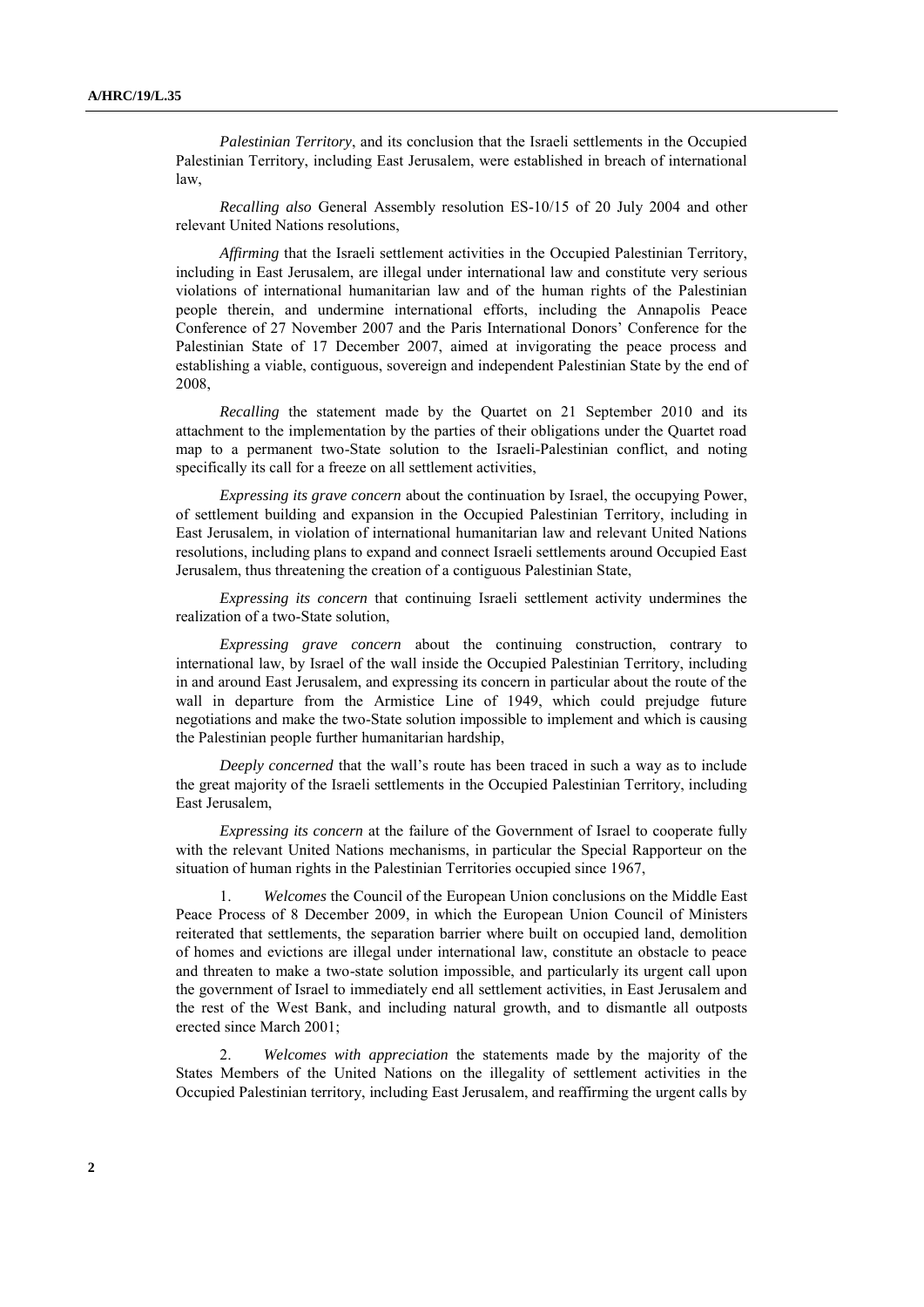*Palestinian Territory*, and its conclusion that the Israeli settlements in the Occupied Palestinian Territory, including East Jerusalem, were established in breach of international law,

*Recalling also* General Assembly resolution ES-10/15 of 20 July 2004 and other relevant United Nations resolutions,

*Affirming* that the Israeli settlement activities in the Occupied Palestinian Territory, including in East Jerusalem, are illegal under international law and constitute very serious violations of international humanitarian law and of the human rights of the Palestinian people therein, and undermine international efforts, including the Annapolis Peace Conference of 27 November 2007 and the Paris International Donors' Conference for the Palestinian State of 17 December 2007, aimed at invigorating the peace process and establishing a viable, contiguous, sovereign and independent Palestinian State by the end of 2008,

*Recalling* the statement made by the Quartet on 21 September 2010 and its attachment to the implementation by the parties of their obligations under the Quartet road map to a permanent two-State solution to the Israeli-Palestinian conflict, and noting specifically its call for a freeze on all settlement activities,

*Expressing its grave concern* about the continuation by Israel, the occupying Power, of settlement building and expansion in the Occupied Palestinian Territory, including in East Jerusalem, in violation of international humanitarian law and relevant United Nations resolutions, including plans to expand and connect Israeli settlements around Occupied East Jerusalem, thus threatening the creation of a contiguous Palestinian State,

*Expressing its concern* that continuing Israeli settlement activity undermines the realization of a two-State solution,

*Expressing grave concern* about the continuing construction, contrary to international law, by Israel of the wall inside the Occupied Palestinian Territory, including in and around East Jerusalem, and expressing its concern in particular about the route of the wall in departure from the Armistice Line of 1949, which could prejudge future negotiations and make the two-State solution impossible to implement and which is causing the Palestinian people further humanitarian hardship,

*Deeply concerned* that the wall's route has been traced in such a way as to include the great majority of the Israeli settlements in the Occupied Palestinian Territory, including East Jerusalem,

*Expressing its concern* at the failure of the Government of Israel to cooperate fully with the relevant United Nations mechanisms, in particular the Special Rapporteur on the situation of human rights in the Palestinian Territories occupied since 1967,

1. *Welcomes* the Council of the European Union conclusions on the Middle East Peace Process of 8 December 2009, in which the European Union Council of Ministers reiterated that settlements, the separation barrier where built on occupied land, demolition of homes and evictions are illegal under international law, constitute an obstacle to peace and threaten to make a two-state solution impossible, and particularly its urgent call upon the government of Israel to immediately end all settlement activities, in East Jerusalem and the rest of the West Bank, and including natural growth, and to dismantle all outposts erected since March 2001;

2. *Welcomes with appreciation* the statements made by the majority of the States Members of the United Nations on the illegality of settlement activities in the Occupied Palestinian territory, including East Jerusalem, and reaffirming the urgent calls by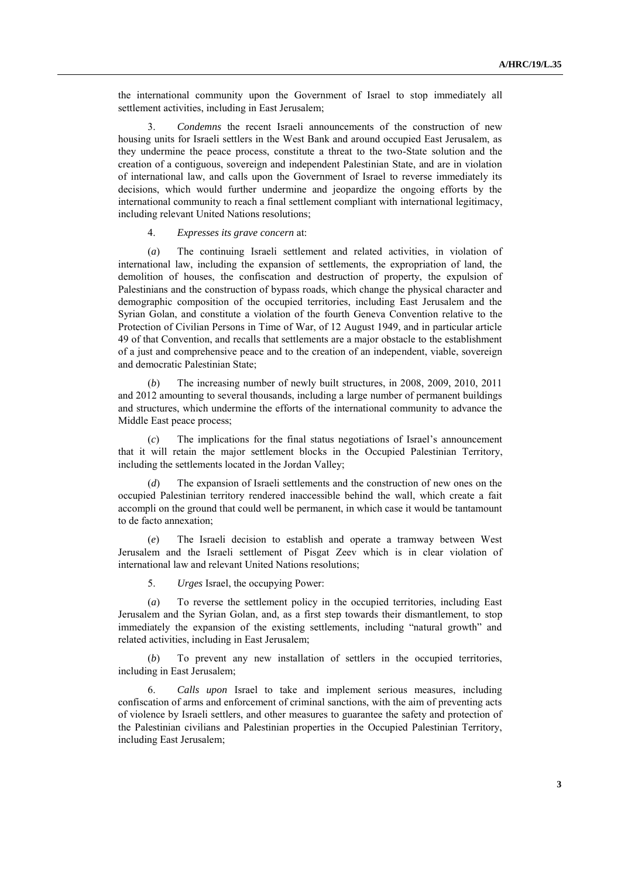the international community upon the Government of Israel to stop immediately all settlement activities, including in East Jerusalem;

3. *Condemns* the recent Israeli announcements of the construction of new housing units for Israeli settlers in the West Bank and around occupied East Jerusalem, as they undermine the peace process, constitute a threat to the two-State solution and the creation of a contiguous, sovereign and independent Palestinian State, and are in violation of international law, and calls upon the Government of Israel to reverse immediately its decisions, which would further undermine and jeopardize the ongoing efforts by the international community to reach a final settlement compliant with international legitimacy, including relevant United Nations resolutions;

4. *Expresses its grave concern* at:

(*a*) The continuing Israeli settlement and related activities, in violation of international law, including the expansion of settlements, the expropriation of land, the demolition of houses, the confiscation and destruction of property, the expulsion of Palestinians and the construction of bypass roads, which change the physical character and demographic composition of the occupied territories, including East Jerusalem and the Syrian Golan, and constitute a violation of the fourth Geneva Convention relative to the Protection of Civilian Persons in Time of War, of 12 August 1949, and in particular article 49 of that Convention, and recalls that settlements are a major obstacle to the establishment of a just and comprehensive peace and to the creation of an independent, viable, sovereign and democratic Palestinian State;

(*b*) The increasing number of newly built structures, in 2008, 2009, 2010, 2011 and 2012 amounting to several thousands, including a large number of permanent buildings and structures, which undermine the efforts of the international community to advance the Middle East peace process;

(*c*) The implications for the final status negotiations of Israel's announcement that it will retain the major settlement blocks in the Occupied Palestinian Territory, including the settlements located in the Jordan Valley;

(*d*) The expansion of Israeli settlements and the construction of new ones on the occupied Palestinian territory rendered inaccessible behind the wall, which create a fait accompli on the ground that could well be permanent, in which case it would be tantamount to de facto annexation;

(*e*) The Israeli decision to establish and operate a tramway between West Jerusalem and the Israeli settlement of Pisgat Zeev which is in clear violation of international law and relevant United Nations resolutions;

5. *Urges* Israel, the occupying Power:

(*a*) To reverse the settlement policy in the occupied territories, including East Jerusalem and the Syrian Golan, and, as a first step towards their dismantlement, to stop immediately the expansion of the existing settlements, including "natural growth" and related activities, including in East Jerusalem;

(*b*) To prevent any new installation of settlers in the occupied territories, including in East Jerusalem;

6. *Calls upon* Israel to take and implement serious measures, including confiscation of arms and enforcement of criminal sanctions, with the aim of preventing acts of violence by Israeli settlers, and other measures to guarantee the safety and protection of the Palestinian civilians and Palestinian properties in the Occupied Palestinian Territory, including East Jerusalem;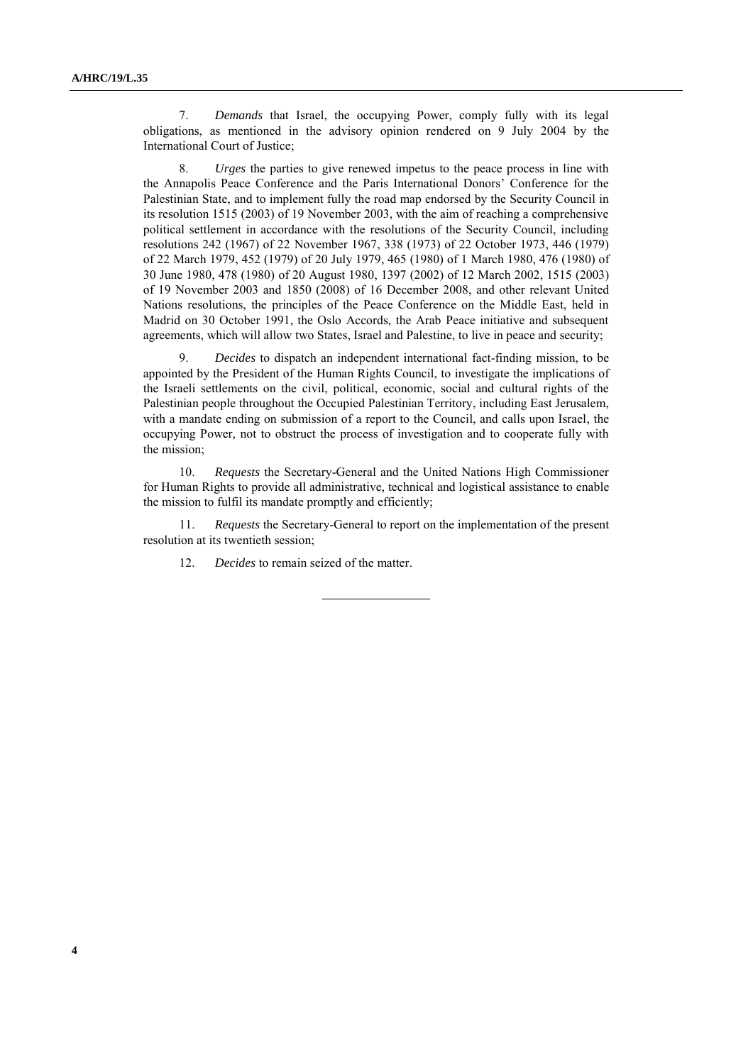7. *Demands* that Israel, the occupying Power, comply fully with its legal obligations, as mentioned in the advisory opinion rendered on 9 July 2004 by the International Court of Justice;

8. *Urges* the parties to give renewed impetus to the peace process in line with the Annapolis Peace Conference and the Paris International Donors' Conference for the Palestinian State, and to implement fully the road map endorsed by the Security Council in its resolution 1515 (2003) of 19 November 2003, with the aim of reaching a comprehensive political settlement in accordance with the resolutions of the Security Council, including resolutions 242 (1967) of 22 November 1967, 338 (1973) of 22 October 1973, 446 (1979) of 22 March 1979, 452 (1979) of 20 July 1979, 465 (1980) of 1 March 1980, 476 (1980) of 30 June 1980, 478 (1980) of 20 August 1980, 1397 (2002) of 12 March 2002, 1515 (2003) of 19 November 2003 and 1850 (2008) of 16 December 2008, and other relevant United Nations resolutions, the principles of the Peace Conference on the Middle East, held in Madrid on 30 October 1991, the Oslo Accords, the Arab Peace initiative and subsequent agreements, which will allow two States, Israel and Palestine, to live in peace and security;

9. *Decides* to dispatch an independent international fact-finding mission, to be appointed by the President of the Human Rights Council, to investigate the implications of the Israeli settlements on the civil, political, economic, social and cultural rights of the Palestinian people throughout the Occupied Palestinian Territory, including East Jerusalem, with a mandate ending on submission of a report to the Council, and calls upon Israel, the occupying Power, not to obstruct the process of investigation and to cooperate fully with the mission;

10. *Requests* the Secretary-General and the United Nations High Commissioner for Human Rights to provide all administrative, technical and logistical assistance to enable the mission to fulfil its mandate promptly and efficiently;

11. *Requests* the Secretary-General to report on the implementation of the present resolution at its twentieth session;

12. *Decides* to remain seized of the matter.